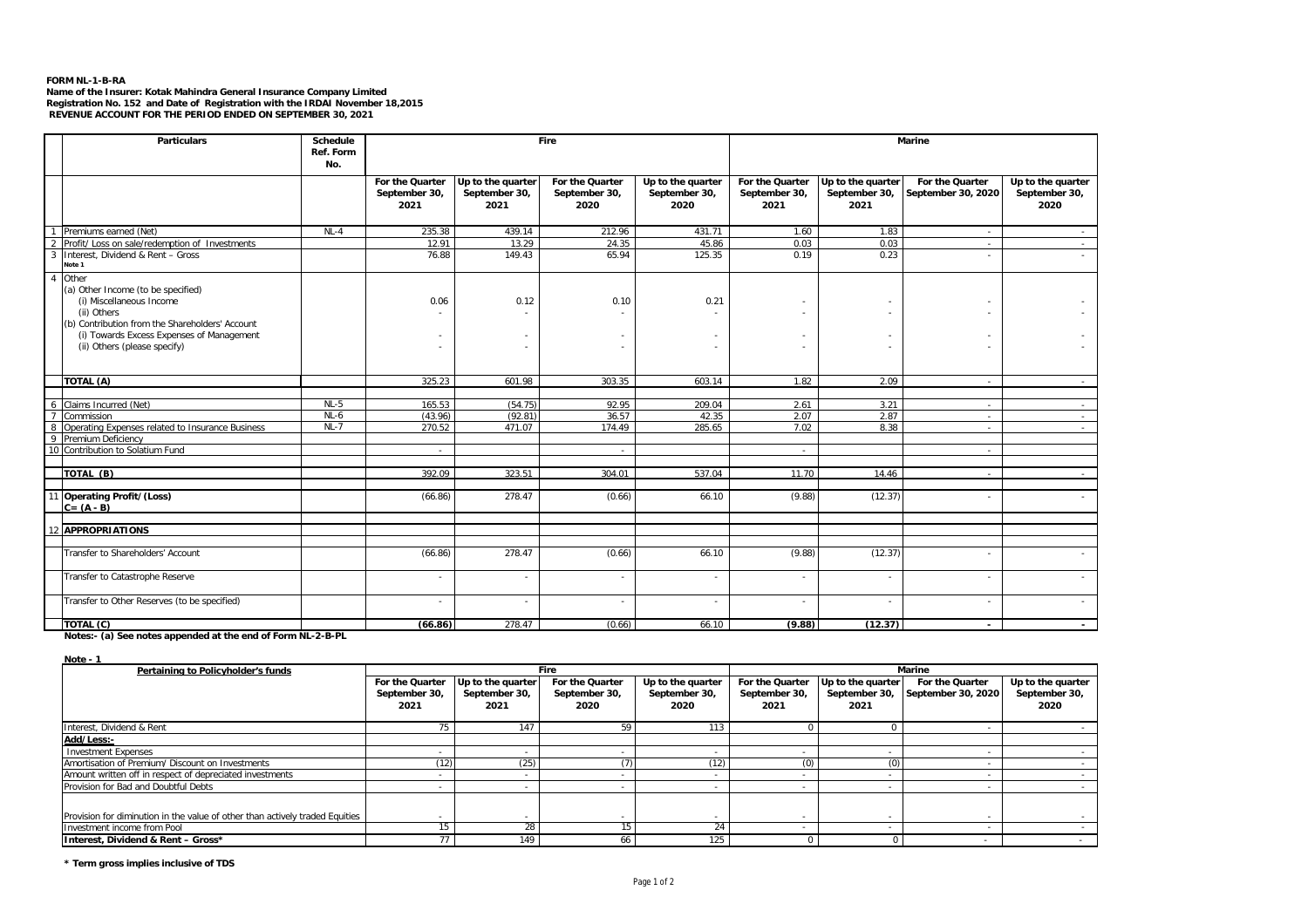**FORM NL-1-B-RA**
**Name of the Insurer: Kotak Mahindra General Insurance Company Limited**
**Registration No. 152 and Date of Registration with the IRDAI November 18,2015**
**REVENUE ACCOUNT FOR THE PERIOD ENDED ON SEPTEMBER 30, 2021**

| | Particulars | Schedule Ref. Form No. | Fire | | | | Marine | | | |
|---|---|---|---|---|---|---|---|---|---|---|
| | | | For the Quarter September 30, 2021 | Up to the quarter September 30, 2021 | For the Quarter September 30, 2020 | Up to the quarter September 30, 2020 | For the Quarter September 30, 2021 | Up to the quarter September 30, 2021 | For the Quarter September 30, 2020 | Up to the quarter September 30, 2020 |
| 1 | Premiums earned (Net) | NL-4 | 235.38 | 439.14 | 212.96 | 431.71 | 1.60 | 1.83 | - | - |
| 2 | Profit/ Loss on sale/redemption of Investments | | 12.91 | 13.29 | 24.35 | 45.86 | 0.03 | 0.03 | - | - |
| 3 | Interest, Dividend & Rent – Gross Note 1 | | 76.88 | 149.43 | 65.94 | 125.35 | 0.19 | 0.23 | - | - |
| 4 | Other | | | | | | | | | |
| | (a) Other Income (to be specified) | | | | | | | | | |
| | (i) Miscellaneous Income | | 0.06 | 0.12 | 0.10 | 0.21 | - | - | - | - |
| | (ii) Others | | - | - | - | - | - | - | - | - |
| | (b) Contribution from the Shareholders' Account | | | | | | | | | |
| | (i) Towards Excess Expenses of Management | | - | - | - | - | - | - | - | - |
| | (ii) Others (please specify) | | - | - | - | - | - | - | - | - |
| | **TOTAL (A)** | | 325.23 | 601.98 | 303.35 | 603.14 | 1.82 | 2.09 | - | - |
| 6 | Claims Incurred (Net) | NL-5 | 165.53 | (54.75) | 92.95 | 209.04 | 2.61 | 3.21 | - | - |
| 7 | Commission | NL-6 | (43.96) | (92.81) | 36.57 | 42.35 | 2.07 | 2.87 | - | - |
| 8 | Operating Expenses related to Insurance Business | NL-7 | 270.52 | 471.07 | 174.49 | 285.65 | 7.02 | 8.38 | - | - |
| 9 | Premium Deficiency | | | | | | | | | |
| 10 | Contribution to Solatium Fund | | - | | - | | - | | - | |
| | **TOTAL (B)** | | 392.09 | 323.51 | 304.01 | 537.04 | 11.70 | 14.46 | - | - |
| 11 | **Operating Profit/(Loss) C= (A - B)** | | (66.86) | 278.47 | (0.66) | 66.10 | (9.88) | (12.37) | - | - |
| 12 | **APPROPRIATIONS** | | | | | | | | | |
| | Transfer to Shareholders' Account | | (66.86) | 278.47 | (0.66) | 66.10 | (9.88) | (12.37) | - | - |
| | Transfer to Catastrophe Reserve | | - | - | - | - | - | - | - | - |
| | Transfer to Other Reserves (to be specified) | | - | - | - | - | - | - | - | - |
| | **TOTAL (C)** | | **(66.86)** | 278.47 | (0.66) | 66.10 | **(9.88)** | **(12.37)** | **-** | **-** |

**Notes:- (a) See notes appended at the end of Form NL-2-B-PL**

**Note - 1**

| Pertaining to Policyholder's funds | Fire | | | | Marine | | | |
|---|---|---|---|---|---|---|---|---|
| | For the Quarter September 30, 2021 | Up to the quarter September 30, 2021 | For the Quarter September 30, 2020 | Up to the quarter September 30, 2020 | For the Quarter September 30, 2021 | Up to the quarter September 30, 2021 | For the Quarter September 30, 2020 | Up to the quarter September 30, 2020 |
| Interest, Dividend & Rent | 75 | 147 | 59 | 113 | 0 | 0 | - | - |
| **Add/Less:-** | | | | | | | | |
| Investment Expenses | - | - | - | - | - | - | - | - |
| Amortisation of Premium/ Discount on Investments | (12) | (25) | (7) | (12) | (0) | (0) | - | - |
| Amount written off in respect of depreciated investments | - | - | - | - | - | - | - | - |
| Provision for Bad and Doubtful Debts | - | - | - | - | - | - | - | - |
| Provision for diminution in the value of other than actively traded Equities | - | - | - | - | - | - | - | - |
| Investment income from Pool | 15 | 28 | 15 | 24 | - | - | - | - |
| **Interest, Dividend & Rent – Gross*** | 77 | 149 | 66 | 125 | 0 | 0 | - | - |

**\* Term gross implies inclusive of TDS**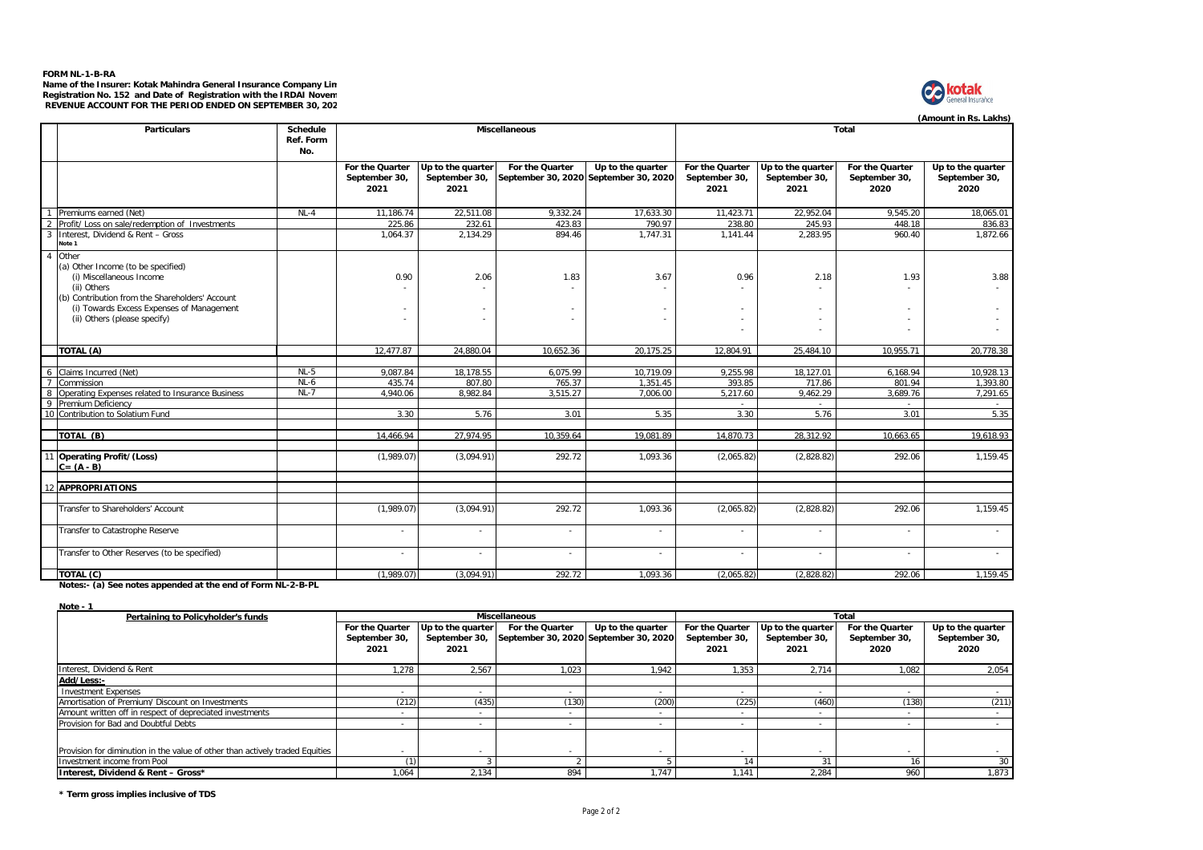**FORM NL-1-B-RA**
**Name of the Insurer: Kotak Mahindra General Insurance Company Lin**
**Registration No. 152 and Date of Registration with the IRDAI Novem**
**REVENUE ACCOUNT FOR THE PERIOD ENDED ON SEPTEMBER 30, 202**

**(Amount in Rs. Lakhs)**

| | Particulars | Schedule Ref. Form No. | Miscellaneous | | | | Total | | | |
|---|---|---|---|---|---|---|---|---|---|---|
| | | | For the Quarter September 30, 2021 | Up to the quarter September 30, 2021 | For the Quarter September 30, 2020 | Up to the quarter September 30, 2020 | For the Quarter September 30, 2021 | Up to the quarter September 30, 2021 | For the Quarter September 30, 2020 | Up to the quarter September 30, 2020 |
| 1 | Premiums earned (Net) | NL-4 | 11,186.74 | 22,511.08 | 9,332.24 | 17,633.30 | 11,423.71 | 22,952.04 | 9,545.20 | 18,065.01 |
| 2 | Profit/ Loss on sale/redemption of Investments | | 225.86 | 232.61 | 423.83 | 790.97 | 238.80 | 245.93 | 448.18 | 836.83 |
| 3 | Interest, Dividend & Rent – Gross Note 1 | | 1,064.37 | 2,134.29 | 894.46 | 1,747.31 | 1,141.44 | 2,283.95 | 960.40 | 1,872.66 |
| 4 | Other<br>(a) Other Income (to be specified)<br>(i) Miscellaneous Income<br>(ii) Others<br>(b) Contribution from the Shareholders' Account<br>(i) Towards Excess Expenses of Management<br>(ii) Others (please specify) | | 0.90<br>-<br>-<br>- | 2.06<br>-<br>-<br>- | 1.83<br>-<br>-<br>- | 3.67<br>-<br>-<br>- | 0.96<br>-<br>-<br>-<br>- | 2.18<br>-<br>-<br>-<br>- | 1.93<br>-<br>-<br>-<br>- | 3.88<br>-<br>-<br>-<br>- |
| | **TOTAL (A)** | | 12,477.87 | 24,880.04 | 10,652.36 | 20,175.25 | 12,804.91 | 25,484.10 | 10,955.71 | 20,778.38 |
| 6 | Claims Incurred (Net) | NL-5 | 9,087.84 | 18,178.55 | 6,075.99 | 10,719.09 | 9,255.98 | 18,127.01 | 6,168.94 | 10,928.13 |
| 7 | Commission | NL-6 | 435.74 | 807.80 | 765.37 | 1,351.45 | 393.85 | 717.86 | 801.94 | 1,393.80 |
| 8 | Operating Expenses related to Insurance Business | NL-7 | 4,940.06 | 8,982.84 | 3,515.27 | 7,006.00 | 5,217.60 | 9,462.29 | 3,689.76 | 7,291.65 |
| 9 | Premium Deficiency | | | | | | - | - | - | - |
| 10 | Contribution to Solatium Fund | | 3.30 | 5.76 | 3.01 | 5.35 | 3.30 | 5.76 | 3.01 | 5.35 |
| | **TOTAL (B)** | | 14,466.94 | 27,974.95 | 10,359.64 | 19,081.89 | 14,870.73 | 28,312.92 | 10,663.65 | 19,618.93 |
| 11 | **Operating Profit/(Loss) C= (A - B)** | | (1,989.07) | (3,094.91) | 292.72 | 1,093.36 | (2,065.82) | (2,828.82) | 292.06 | 1,159.45 |
| 12 | **APPROPRIATIONS** | | | | | | | | | |
| | Transfer to Shareholders' Account | | (1,989.07) | (3,094.91) | 292.72 | 1,093.36 | (2,065.82) | (2,828.82) | 292.06 | 1,159.45 |
| | Transfer to Catastrophe Reserve | | - | - | - | - | - | - | - | - |
| | Transfer to Other Reserves (to be specified) | | - | - | - | - | - | - | - | - |
| | **TOTAL (C)** | | (1,989.07) | (3,094.91) | 292.72 | 1,093.36 | (2,065.82) | (2,828.82) | 292.06 | 1,159.45 |

**Notes:- (a) See notes appended at the end of Form NL-2-B-PL**

**Note - 1**

| Pertaining to Policyholder's funds | Miscellaneous | | | | Total | | | |
|---|---|---|---|---|---|---|---|---|
| | For the Quarter September 30, 2021 | Up to the quarter September 30, 2021 | For the Quarter September 30, 2020 | Up to the quarter September 30, 2020 | For the Quarter September 30, 2021 | Up to the quarter September 30, 2021 | For the Quarter September 30, 2020 | Up to the quarter September 30, 2020 |
| Interest, Dividend & Rent | 1,278 | 2,567 | 1,023 | 1,942 | 1,353 | 2,714 | 1,082 | 2,054 |
| **Add/Less:-** | | | | | | | | |
| Investment Expenses | - | - | - | - | - | - | - | - |
| Amortisation of Premium/ Discount on Investments | (212) | (435) | (130) | (200) | (225) | (460) | (138) | (211) |
| Amount written off in respect of depreciated investments | - | - | - | - | - | - | - | - |
| Provision for Bad and Doubtful Debts | - | - | - | - | - | - | - | - |
| Provision for diminution in the value of other than actively traded Equities | - | - | - | - | - | - | - | - |
| Investment income from Pool | (1) | 3 | 2 | 5 | 14 | 31 | 16 | 30 |
| **Interest, Dividend & Rent – Gross*** | 1,064 | 2,134 | 894 | 1,747 | 1,141 | 2,284 | 960 | 1,873 |

**\* Term gross implies inclusive of TDS**